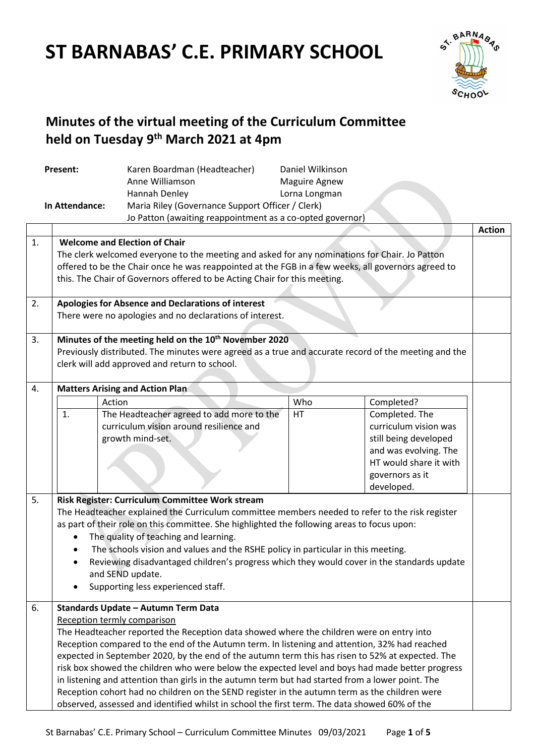# ST BARNABAS' C.E. PRIMARY SCHOOL

## Minutes of the virtual meeting of the Curriculum Committee held on Tuesday 9th March 2021 at 4pm

| | | |
|---|---|---|
| **Present:** | Karen Boardman (Headteacher) | Daniel Wilkinson |
| | Anne Williamson | Maguire Agnew |
| | Hannah Denley | Lorna Longman |
| **In Attendance:** | Maria Riley (Governance Support Officer / Clerk) | |
| | Jo Patton (awaiting reappointment as a co-opted governor) | |

| | | **Action** |
|---|---|---|
| 1. | **Welcome and Election of Chair**<br>The clerk welcomed everyone to the meeting and asked for any nominations for Chair. Jo Patton offered to be the Chair once he was reappointed at the FGB in a few weeks, all governors agreed to this. The Chair of Governors offered to be Acting Chair for this meeting. | |
| 2. | **Apologies for Absence and Declarations of interest**<br>There were no apologies and no declarations of interest. | |
| 3. | **Minutes of the meeting held on the 10th November 2020**<br>Previously distributed. The minutes were agreed as a true and accurate record of the meeting and the clerk will add approved and return to school. | |
| 4. | **Matters Arising and Action Plan** (see table below) | |
| 5. | **Risk Register: Curriculum Committee Work stream**<br>The Headteacher explained the Curriculum committee members needed to refer to the risk register as part of their role on this committee. She highlighted the following areas to focus upon:<br>• The quality of teaching and learning.<br>• The schools vision and values and the RSHE policy in particular in this meeting.<br>• Reviewing disadvantaged children's progress which they would cover in the standards update and SEND update.<br>• Supporting less experienced staff. | |
| 6. | **Standards Update – Autumn Term Data**<br><u>Reception termly comparison</u><br>The Headteacher reported the Reception data showed where the children were on entry into Reception compared to the end of the Autumn term. In listening and attention, 32% had reached expected in September 2020, by the end of the autumn term this has risen to 52% at expected. The risk box showed the children who were below the expected level and boys had made better progress in listening and attention than girls in the autumn term but had started from a lower point. The Reception cohort had no children on the SEND register in the autumn term as the children were observed, assessed and identified whilst in school the first term. The data showed 60% of the | |

Item 4 – Matters Arising and Action Plan:

| | Action | Who | Completed? |
|---|---|---|---|
| 1. | The Headteacher agreed to add more to the curriculum vision around resilience and growth mind-set. | HT | Completed. The curriculum vision was still being developed and was evolving. The HT would share it with governors as it developed. |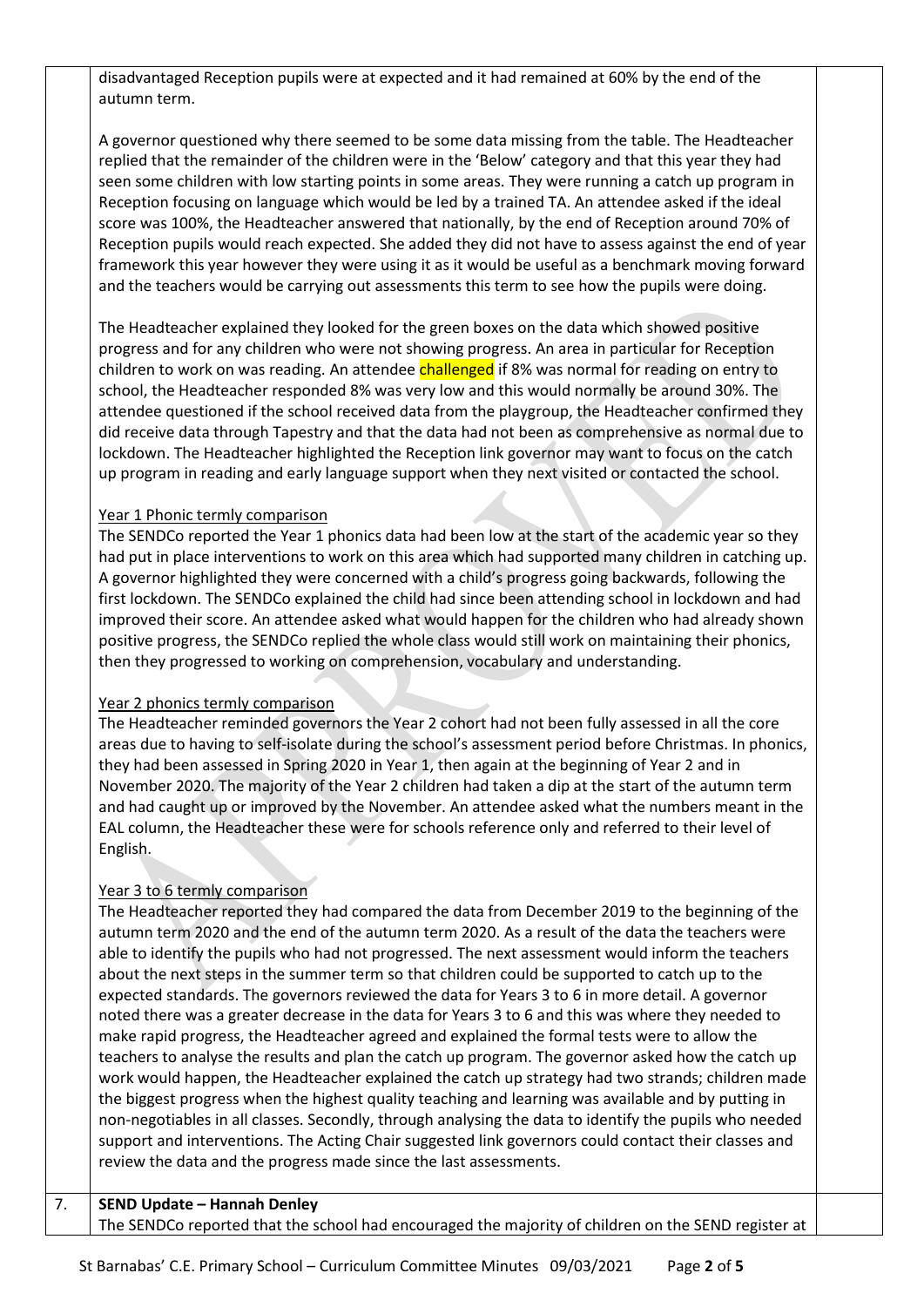disadvantaged Reception pupils were at expected and it had remained at 60% by the end of the autumn term.

A governor questioned why there seemed to be some data missing from the table. The Headteacher replied that the remainder of the children were in the 'Below' category and that this year they had seen some children with low starting points in some areas. They were running a catch up program in Reception focusing on language which would be led by a trained TA. An attendee asked if the ideal score was 100%, the Headteacher answered that nationally, by the end of Reception around 70% of Reception pupils would reach expected. She added they did not have to assess against the end of year framework this year however they were using it as it would be useful as a benchmark moving forward and the teachers would be carrying out assessments this term to see how the pupils were doing.

The Headteacher explained they looked for the green boxes on the data which showed positive progress and for any children who were not showing progress. An area in particular for Reception children to work on was reading. An attendee challenged if 8% was normal for reading on entry to school, the Headteacher responded 8% was very low and this would normally be around 30%. The attendee questioned if the school received data from the playgroup, the Headteacher confirmed they did receive data through Tapestry and that the data had not been as comprehensive as normal due to lockdown. The Headteacher highlighted the Reception link governor may want to focus on the catch up program in reading and early language support when they next visited or contacted the school.

Year 1 Phonic termly comparison

The SENDCo reported the Year 1 phonics data had been low at the start of the academic year so they had put in place interventions to work on this area which had supported many children in catching up. A governor highlighted they were concerned with a child's progress going backwards, following the first lockdown. The SENDCo explained the child had since been attending school in lockdown and had improved their score. An attendee asked what would happen for the children who had already shown positive progress, the SENDCo replied the whole class would still work on maintaining their phonics, then they progressed to working on comprehension, vocabulary and understanding.

Year 2 phonics termly comparison

The Headteacher reminded governors the Year 2 cohort had not been fully assessed in all the core areas due to having to self-isolate during the school's assessment period before Christmas. In phonics, they had been assessed in Spring 2020 in Year 1, then again at the beginning of Year 2 and in November 2020. The majority of the Year 2 children had taken a dip at the start of the autumn term and had caught up or improved by the November. An attendee asked what the numbers meant in the EAL column, the Headteacher these were for schools reference only and referred to their level of English.

Year 3 to 6 termly comparison

The Headteacher reported they had compared the data from December 2019 to the beginning of the autumn term 2020 and the end of the autumn term 2020. As a result of the data the teachers were able to identify the pupils who had not progressed. The next assessment would inform the teachers about the next steps in the summer term so that children could be supported to catch up to the expected standards. The governors reviewed the data for Years 3 to 6 in more detail. A governor noted there was a greater decrease in the data for Years 3 to 6 and this was where they needed to make rapid progress, the Headteacher agreed and explained the formal tests were to allow the teachers to analyse the results and plan the catch up program. The governor asked how the catch up work would happen, the Headteacher explained the catch up strategy had two strands; children made the biggest progress when the highest quality teaching and learning was available and by putting in non-negotiables in all classes. Secondly, through analysing the data to identify the pupils who needed support and interventions. The Acting Chair suggested link governors could contact their classes and review the data and the progress made since the last assessments.

7. **SEND Update – Hannah Denley**

The SENDCo reported that the school had encouraged the majority of children on the SEND register at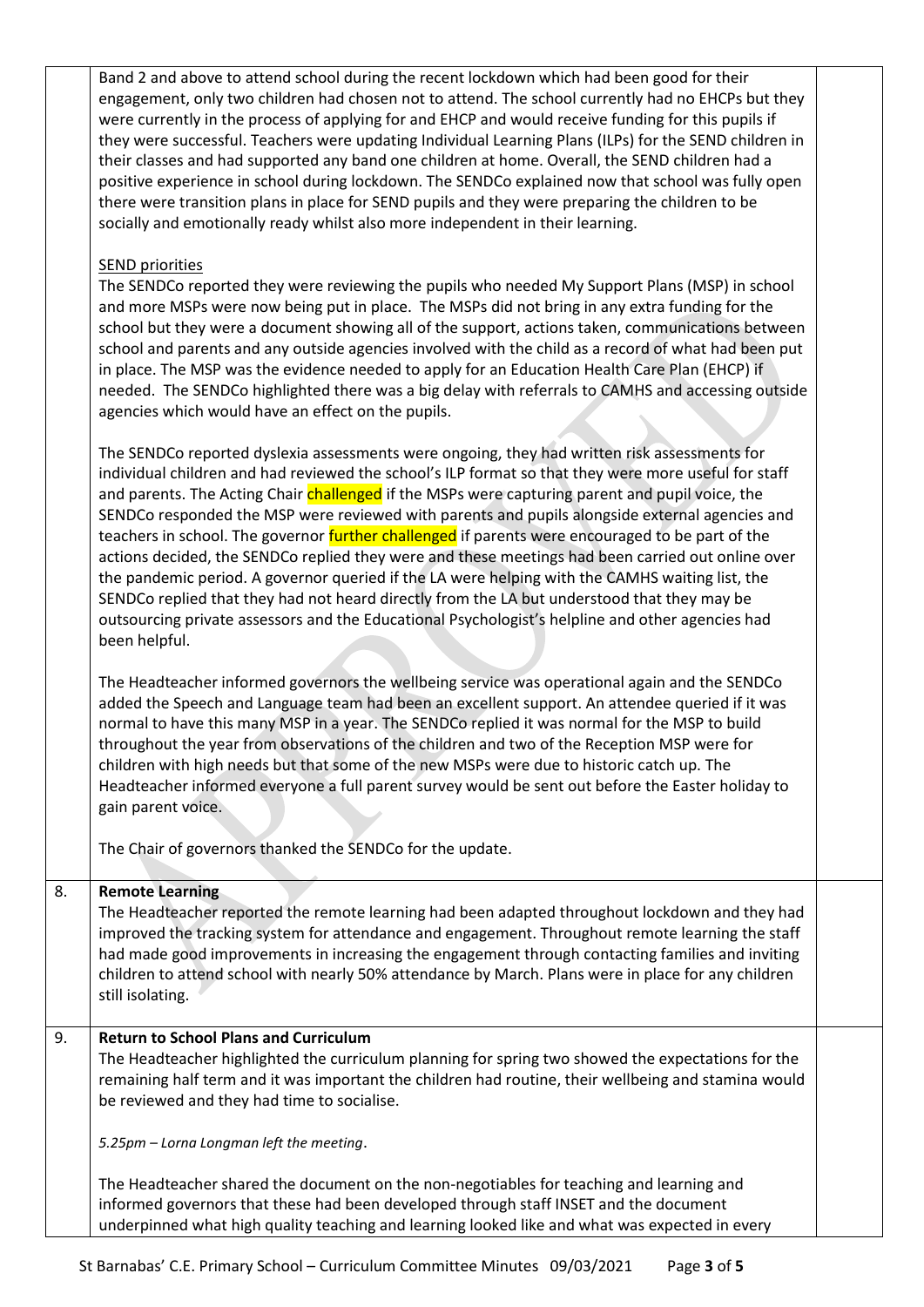|  |  |  |
|---|---|---|
|  | Band 2 and above to attend school during the recent lockdown which had been good for their engagement, only two children had chosen not to attend. The school currently had no EHCPs but they were currently in the process of applying for and EHCP and would receive funding for this pupils if they were successful. Teachers were updating Individual Learning Plans (ILPs) for the SEND children in their classes and had supported any band one children at home. Overall, the SEND children had a positive experience in school during lockdown. The SENDCo explained now that school was fully open there were transition plans in place for SEND pupils and they were preparing the children to be socially and emotionally ready whilst also more independent in their learning.<br><br>SEND priorities<br>The SENDCo reported they were reviewing the pupils who needed My Support Plans (MSP) in school and more MSPs were now being put in place. The MSPs did not bring in any extra funding for the school but they were a document showing all of the support, actions taken, communications between school and parents and any outside agencies involved with the child as a record of what had been put in place. The MSP was the evidence needed to apply for an Education Health Care Plan (EHCP) if needed. The SENDCo highlighted there was a big delay with referrals to CAMHS and accessing outside agencies which would have an effect on the pupils.<br><br>The SENDCo reported dyslexia assessments were ongoing, they had written risk assessments for individual children and had reviewed the school's ILP format so that they were more useful for staff and parents. The Acting Chair challenged if the MSPs were capturing parent and pupil voice, the SENDCo responded the MSP were reviewed with parents and pupils alongside external agencies and teachers in school. The governor further challenged if parents were encouraged to be part of the actions decided, the SENDCo replied they were and these meetings had been carried out online over the pandemic period. A governor queried if the LA were helping with the CAMHS waiting list, the SENDCo replied that they had not heard directly from the LA but understood that they may be outsourcing private assessors and the Educational Psychologist's helpline and other agencies had been helpful.<br><br>The Headteacher informed governors the wellbeing service was operational again and the SENDCo added the Speech and Language team had been an excellent support. An attendee queried if it was normal to have this many MSP in a year. The SENDCo replied it was normal for the MSP to build throughout the year from observations of the children and two of the Reception MSP were for children with high needs but that some of the new MSPs were due to historic catch up. The Headteacher informed everyone a full parent survey would be sent out before the Easter holiday to gain parent voice.<br><br>The Chair of governors thanked the SENDCo for the update. |  |
| 8. | **Remote Learning**<br>The Headteacher reported the remote learning had been adapted throughout lockdown and they had improved the tracking system for attendance and engagement. Throughout remote learning the staff had made good improvements in increasing the engagement through contacting families and inviting children to attend school with nearly 50% attendance by March. Plans were in place for any children still isolating. |  |
| 9. | **Return to School Plans and Curriculum**<br>The Headteacher highlighted the curriculum planning for spring two showed the expectations for the remaining half term and it was important the children had routine, their wellbeing and stamina would be reviewed and they had time to socialise.<br><br>*5.25pm – Lorna Longman left the meeting*.<br><br>The Headteacher shared the document on the non-negotiables for teaching and learning and informed governors that these had been developed through staff INSET and the document underpinned what high quality teaching and learning looked like and what was expected in every |  |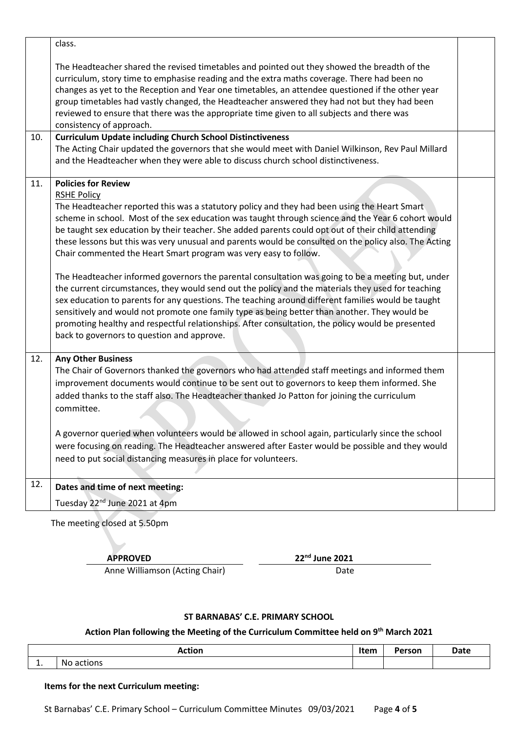| | | |
|---|---|---|
| | class.<br><br>The Headteacher shared the revised timetables and pointed out they showed the breadth of the curriculum, story time to emphasise reading and the extra maths coverage. There had been no changes as yet to the Reception and Year one timetables, an attendee questioned if the other year group timetables had vastly changed, the Headteacher answered they had not but they had been reviewed to ensure that there was the appropriate time given to all subjects and there was consistency of approach. | |
| 10. | **Curriculum Update including Church School Distinctiveness**<br>The Acting Chair updated the governors that she would meet with Daniel Wilkinson, Rev Paul Millard and the Headteacher when they were able to discuss church school distinctiveness. | |
| 11. | **Policies for Review**<br>RSHE Policy<br>The Headteacher reported this was a statutory policy and they had been using the Heart Smart scheme in school. Most of the sex education was taught through science and the Year 6 cohort would be taught sex education by their teacher. She added parents could opt out of their child attending these lessons but this was very unusual and parents would be consulted on the policy also. The Acting Chair commented the Heart Smart program was very easy to follow.<br><br>The Headteacher informed governors the parental consultation was going to be a meeting but, under the current circumstances, they would send out the policy and the materials they used for teaching sex education to parents for any questions. The teaching around different families would be taught sensitively and would not promote one family type as being better than another. They would be promoting healthy and respectful relationships. After consultation, the policy would be presented back to governors to question and approve. | |
| 12. | **Any Other Business**<br>The Chair of Governors thanked the governors who had attended staff meetings and informed them improvement documents would continue to be sent out to governors to keep them informed. She added thanks to the staff also. The Headteacher thanked Jo Patton for joining the curriculum committee.<br><br>A governor queried when volunteers would be allowed in school again, particularly since the school were focusing on reading. The Headteacher answered after Easter would be possible and they would need to put social distancing measures in place for volunteers. | |
| 12. | **Dates and time of next meeting:**<br>Tuesday 22nd June 2021 at 4pm | |

The meeting closed at 5.50pm

**APPROVED** — Anne Williamson (Acting Chair)

**22nd June 2021** — Date

**ST BARNABAS' C.E. PRIMARY SCHOOL**

**Action Plan following the Meeting of the Curriculum Committee held on 9th March 2021**

| | Action | Item | Person | Date |
|---|---|---|---|---|
| 1. | No actions | | | |

**Items for the next Curriculum meeting:**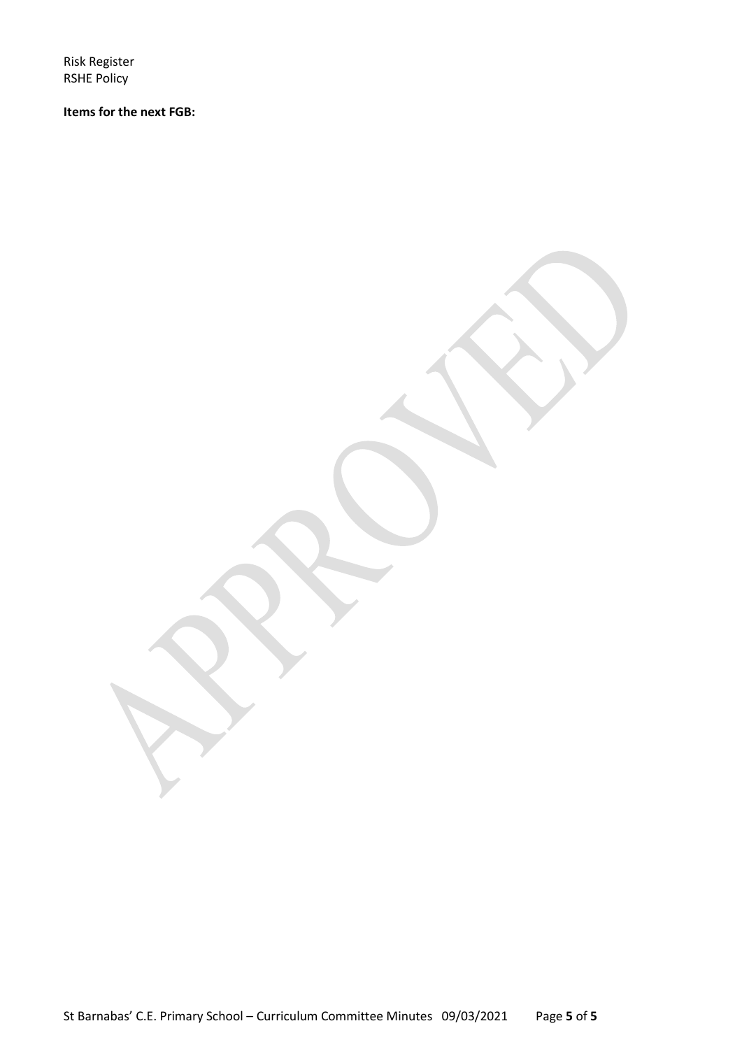Risk Register
RSHE Policy

**Items for the next FGB:**